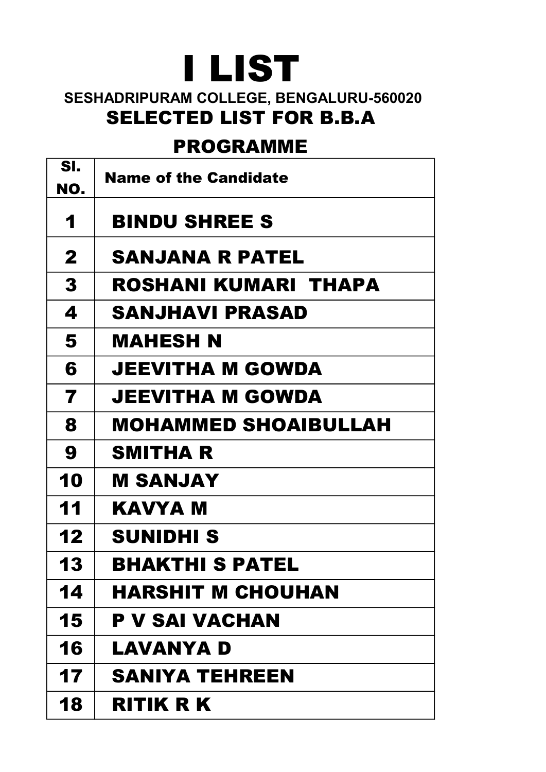# I LIST

**SESHADRIPURAM COLLEGE, BENGALURU-560020**

## SELECTED LIST FOR B.B.A PROGRAMME

| Sl. NO. | Name of the Candidate |
|---|---|
| 1 | BINDU SHREE S |
| 2 | SANJANA R PATEL |
| 3 | ROSHANI KUMARI THAPA |
| 4 | SANJHAVI PRASAD |
| 5 | MAHESH N |
| 6 | JEEVITHA M GOWDA |
| 7 | JEEVITHA M GOWDA |
| 8 | MOHAMMED SHOAIBULLAH |
| 9 | SMITHA R |
| 10 | M SANJAY |
| 11 | KAVYA M |
| 12 | SUNIDHI S |
| 13 | BHAKTHI S PATEL |
| 14 | HARSHIT M CHOUHAN |
| 15 | P V SAI VACHAN |
| 16 | LAVANYA D |
| 17 | SANIYA TEHREEN |
| 18 | RITIK R K |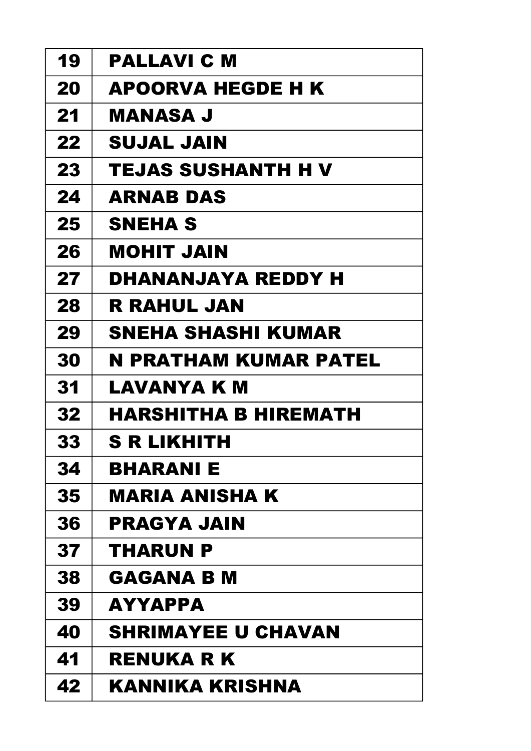| 19 | PALLAVI C M |
|---|---|
| 20 | APOORVA HEGDE H K |
| 21 | MANASA J |
| 22 | SUJAL JAIN |
| 23 | TEJAS SUSHANTH H V |
| 24 | ARNAB DAS |
| 25 | SNEHA S |
| 26 | MOHIT JAIN |
| 27 | DHANANJAYA REDDY H |
| 28 | R RAHUL JAN |
| 29 | SNEHA SHASHI KUMAR |
| 30 | N PRATHAM KUMAR PATEL |
| 31 | LAVANYA K M |
| 32 | HARSHITHA B HIREMATH |
| 33 | S R LIKHITH |
| 34 | BHARANI E |
| 35 | MARIA ANISHA K |
| 36 | PRAGYA JAIN |
| 37 | THARUN P |
| 38 | GAGANA B M |
| 39 | AYYAPPA |
| 40 | SHRIMAYEE U CHAVAN |
| 41 | RENUKA R K |
| 42 | KANNIKA KRISHNA |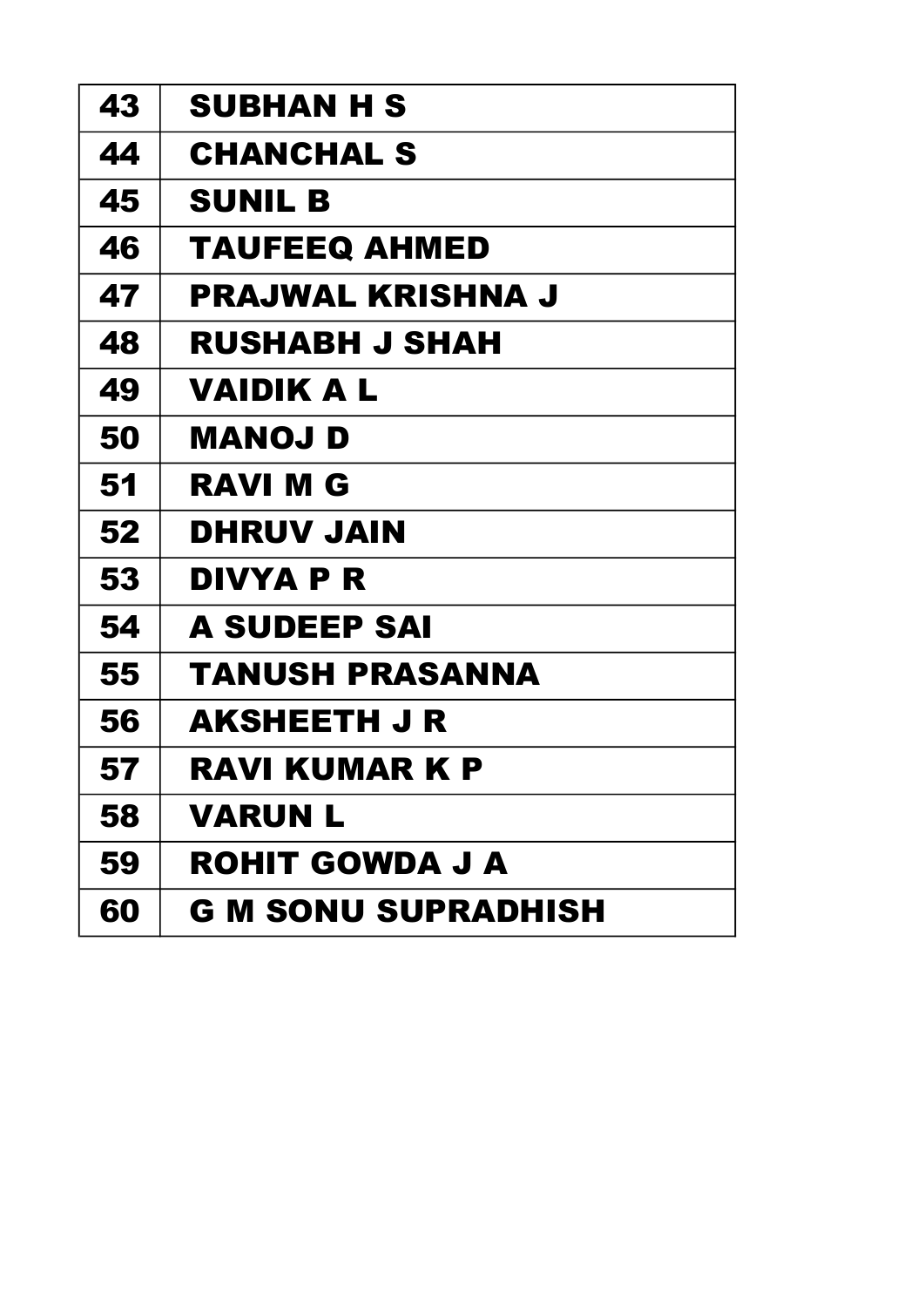| | |
|---|---|
| 43 | **SUBHAN H S** |
| 44 | **CHANCHAL S** |
| 45 | **SUNIL B** |
| 46 | **TAUFEEQ AHMED** |
| 47 | **PRAJWAL KRISHNA J** |
| 48 | **RUSHABH J SHAH** |
| 49 | **VAIDIK A L** |
| 50 | **MANOJ D** |
| 51 | **RAVI M G** |
| 52 | **DHRUV JAIN** |
| 53 | **DIVYA P R** |
| 54 | **A SUDEEP SAI** |
| 55 | **TANUSH PRASANNA** |
| 56 | **AKSHEETH J R** |
| 57 | **RAVI KUMAR K P** |
| 58 | **VARUN L** |
| 59 | **ROHIT GOWDA J A** |
| 60 | **G M SONU SUPRADHISH** |